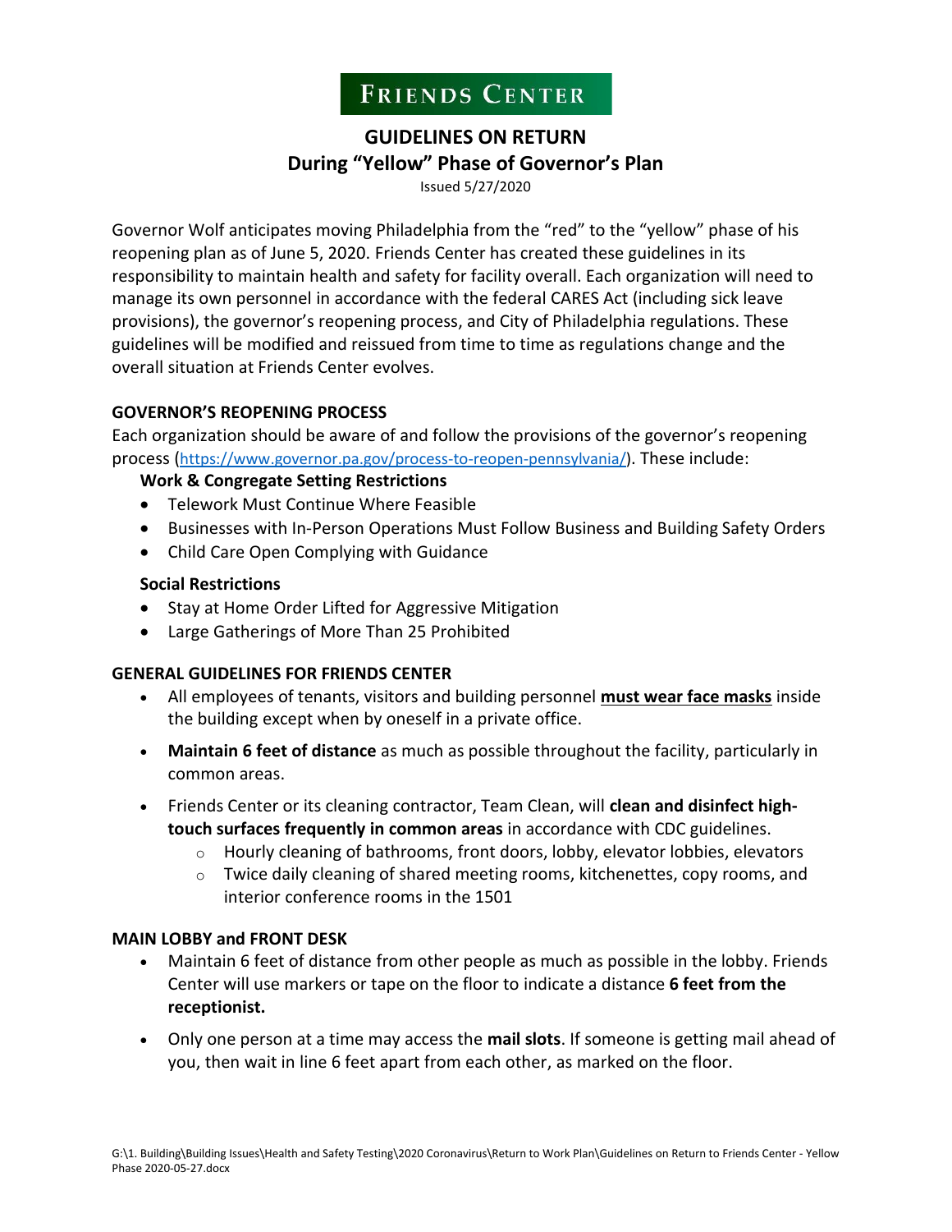# FRIENDS CENTER

## GUIDELINES ON RETURN
## During "Yellow" Phase of Governor's Plan

Issued 5/27/2020

Governor Wolf anticipates moving Philadelphia from the "red" to the "yellow" phase of his reopening plan as of June 5, 2020. Friends Center has created these guidelines in its responsibility to maintain health and safety for facility overall. Each organization will need to manage its own personnel in accordance with the federal CARES Act (including sick leave provisions), the governor's reopening process, and City of Philadelphia regulations. These guidelines will be modified and reissued from time to time as regulations change and the overall situation at Friends Center evolves.

### GOVERNOR'S REOPENING PROCESS

Each organization should be aware of and follow the provisions of the governor's reopening process (https://www.governor.pa.gov/process-to-reopen-pennsylvania/). These include:

**Work & Congregate Setting Restrictions**

- Telework Must Continue Where Feasible
- Businesses with In-Person Operations Must Follow Business and Building Safety Orders
- Child Care Open Complying with Guidance

**Social Restrictions**

- Stay at Home Order Lifted for Aggressive Mitigation
- Large Gatherings of More Than 25 Prohibited

### GENERAL GUIDELINES FOR FRIENDS CENTER

- All employees of tenants, visitors and building personnel **must wear face masks** inside the building except when by oneself in a private office.
- **Maintain 6 feet of distance** as much as possible throughout the facility, particularly in common areas.
- Friends Center or its cleaning contractor, Team Clean, will **clean and disinfect high-touch surfaces frequently in common areas** in accordance with CDC guidelines.
  - Hourly cleaning of bathrooms, front doors, lobby, elevator lobbies, elevators
  - Twice daily cleaning of shared meeting rooms, kitchenettes, copy rooms, and interior conference rooms in the 1501

### MAIN LOBBY and FRONT DESK

- Maintain 6 feet of distance from other people as much as possible in the lobby. Friends Center will use markers or tape on the floor to indicate a distance **6 feet from the receptionist.**
- Only one person at a time may access the **mail slots**. If someone is getting mail ahead of you, then wait in line 6 feet apart from each other, as marked on the floor.

G:\1. Building\Building Issues\Health and Safety Testing\2020 Coronavirus\Return to Work Plan\Guidelines on Return to Friends Center - Yellow Phase 2020-05-27.docx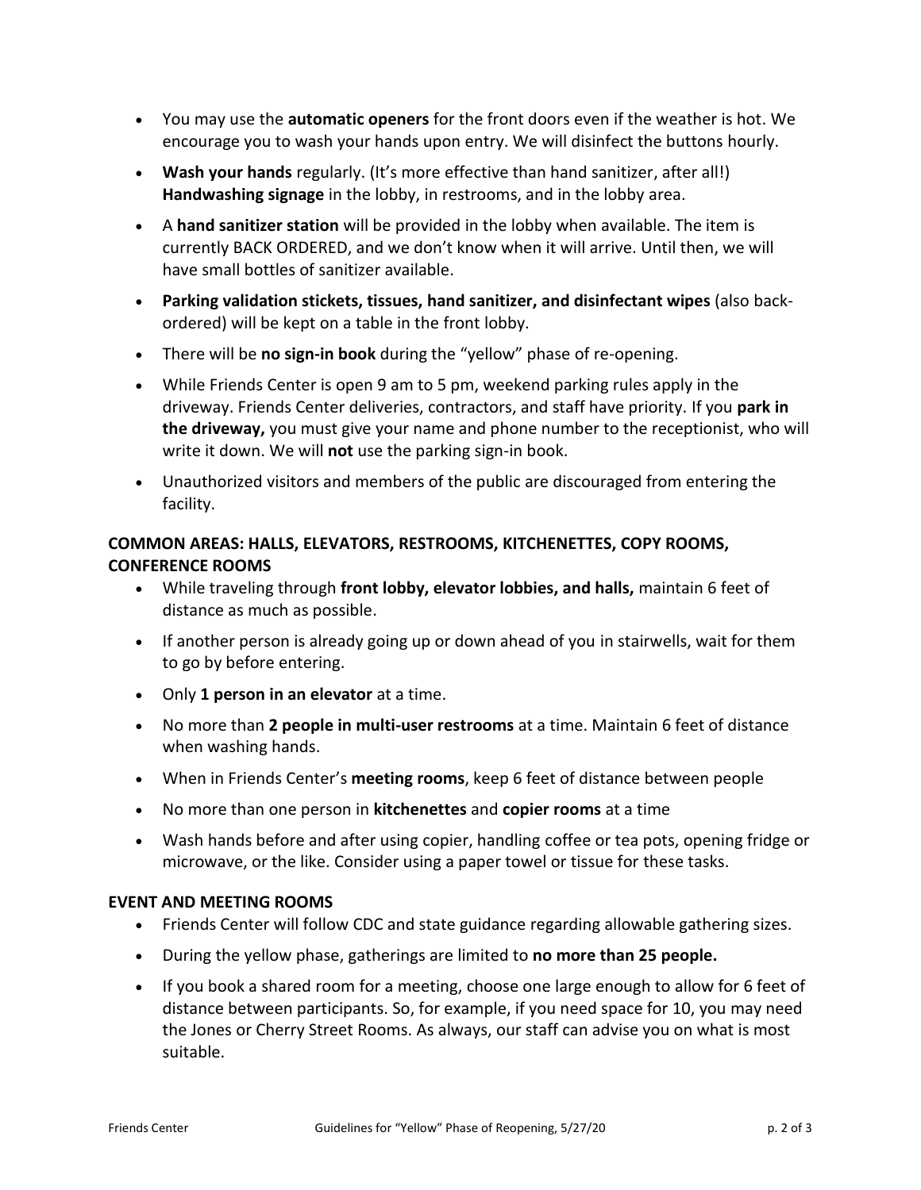- You may use the **automatic openers** for the front doors even if the weather is hot. We encourage you to wash your hands upon entry. We will disinfect the buttons hourly.
- **Wash your hands** regularly. (It's more effective than hand sanitizer, after all!) **Handwashing signage** in the lobby, in restrooms, and in the lobby area.
- A **hand sanitizer station** will be provided in the lobby when available. The item is currently BACK ORDERED, and we don't know when it will arrive. Until then, we will have small bottles of sanitizer available.
- **Parking validation stickets, tissues, hand sanitizer, and disinfectant wipes** (also back-ordered) will be kept on a table in the front lobby.
- There will be **no sign-in book** during the "yellow" phase of re-opening.
- While Friends Center is open 9 am to 5 pm, weekend parking rules apply in the driveway. Friends Center deliveries, contractors, and staff have priority. If you **park in the driveway,** you must give your name and phone number to the receptionist, who will write it down. We will **not** use the parking sign-in book.
- Unauthorized visitors and members of the public are discouraged from entering the facility.

**COMMON AREAS: HALLS, ELEVATORS, RESTROOMS, KITCHENETTES, COPY ROOMS, CONFERENCE ROOMS**

- While traveling through **front lobby, elevator lobbies, and halls,** maintain 6 feet of distance as much as possible.
- If another person is already going up or down ahead of you in stairwells, wait for them to go by before entering.
- Only **1 person in an elevator** at a time.
- No more than **2 people in multi-user restrooms** at a time. Maintain 6 feet of distance when washing hands.
- When in Friends Center's **meeting rooms**, keep 6 feet of distance between people
- No more than one person in **kitchenettes** and **copier rooms** at a time
- Wash hands before and after using copier, handling coffee or tea pots, opening fridge or microwave, or the like. Consider using a paper towel or tissue for these tasks.

**EVENT AND MEETING ROOMS**

- Friends Center will follow CDC and state guidance regarding allowable gathering sizes.
- During the yellow phase, gatherings are limited to **no more than 25 people.**
- If you book a shared room for a meeting, choose one large enough to allow for 6 feet of distance between participants. So, for example, if you need space for 10, you may need the Jones or Cherry Street Rooms. As always, our staff can advise you on what is most suitable.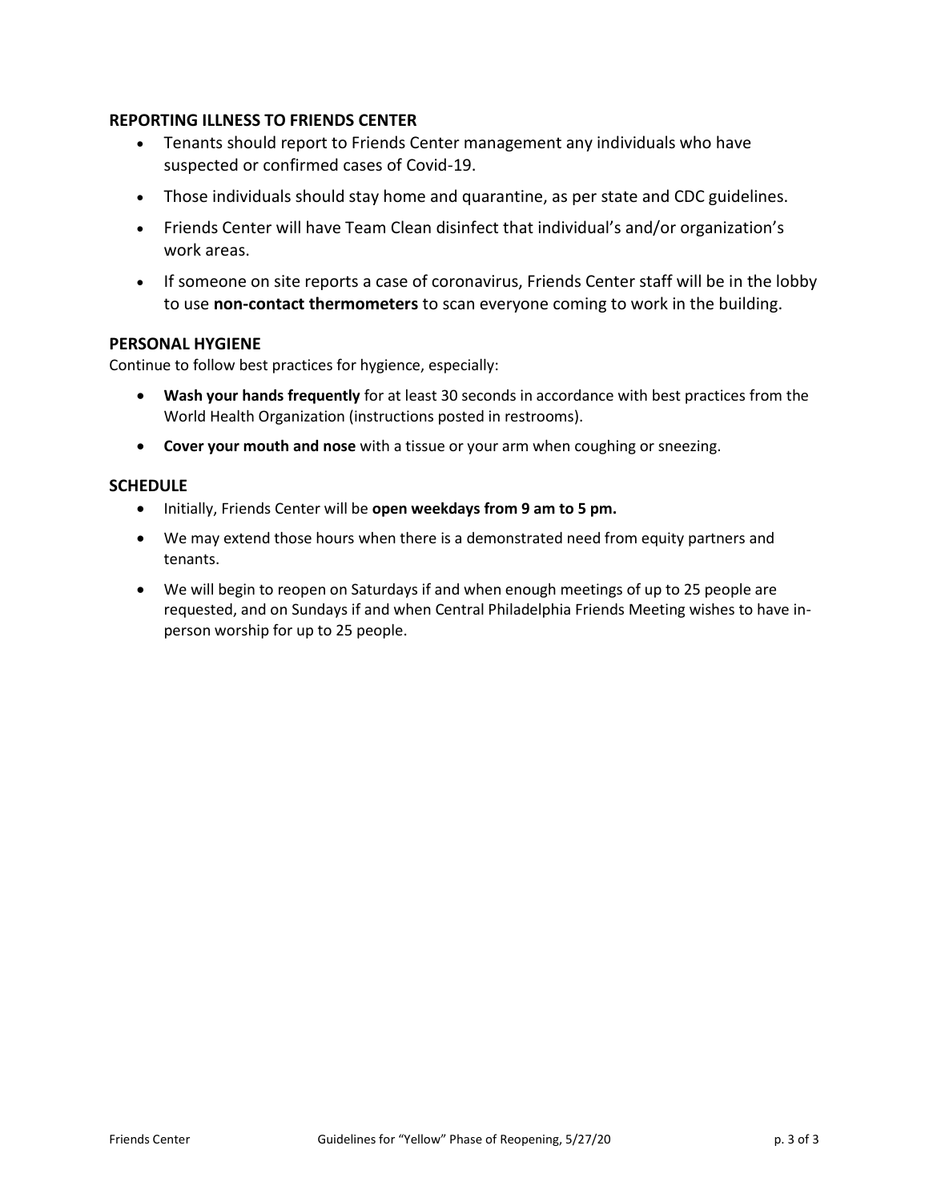## REPORTING ILLNESS TO FRIENDS CENTER

- Tenants should report to Friends Center management any individuals who have suspected or confirmed cases of Covid-19.
- Those individuals should stay home and quarantine, as per state and CDC guidelines.
- Friends Center will have Team Clean disinfect that individual's and/or organization's work areas.
- If someone on site reports a case of coronavirus, Friends Center staff will be in the lobby to use **non-contact thermometers** to scan everyone coming to work in the building.

## PERSONAL HYGIENE

Continue to follow best practices for hygience, especially:

- **Wash your hands frequently** for at least 30 seconds in accordance with best practices from the World Health Organization (instructions posted in restrooms).
- **Cover your mouth and nose** with a tissue or your arm when coughing or sneezing.

## SCHEDULE

- Initially, Friends Center will be **open weekdays from 9 am to 5 pm.**
- We may extend those hours when there is a demonstrated need from equity partners and tenants.
- We will begin to reopen on Saturdays if and when enough meetings of up to 25 people are requested, and on Sundays if and when Central Philadelphia Friends Meeting wishes to have in-person worship for up to 25 people.